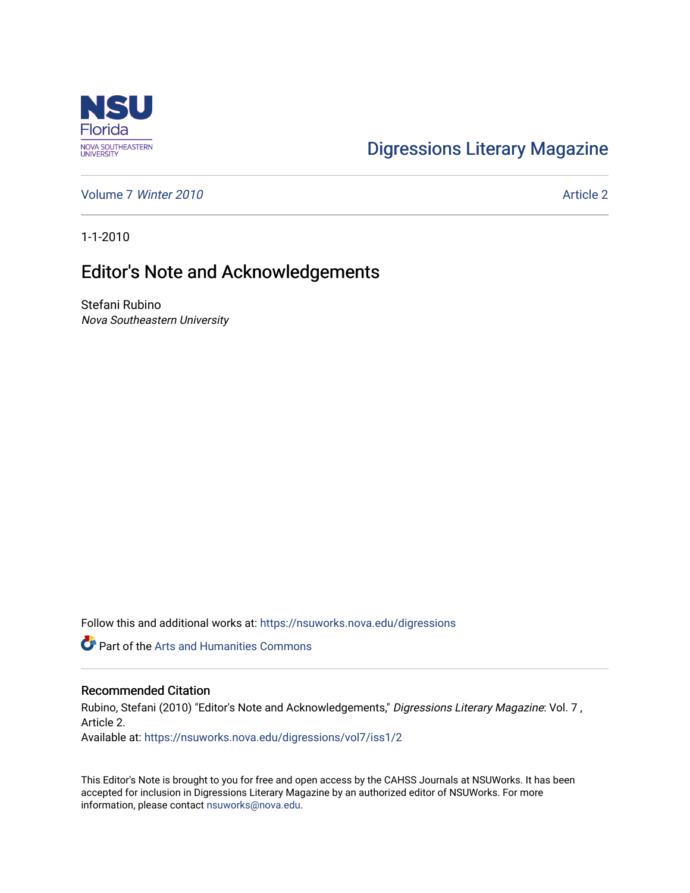NSU Florida
NOVA SOUTHEASTERN UNIVERSITY

Digressions Literary Magazine

Volume 7 *Winter 2010* Article 2

1-1-2010

# Editor's Note and Acknowledgements

Stefani Rubino
*Nova Southeastern University*

Follow this and additional works at: https://nsuworks.nova.edu/digressions

Part of the Arts and Humanities Commons

## Recommended Citation

Rubino, Stefani (2010) "Editor's Note and Acknowledgements," *Digressions Literary Magazine*: Vol. 7 , Article 2.
Available at: https://nsuworks.nova.edu/digressions/vol7/iss1/2

This Editor's Note is brought to you for free and open access by the CAHSS Journals at NSUWorks. It has been accepted for inclusion in Digressions Literary Magazine by an authorized editor of NSUWorks. For more information, please contact nsuworks@nova.edu.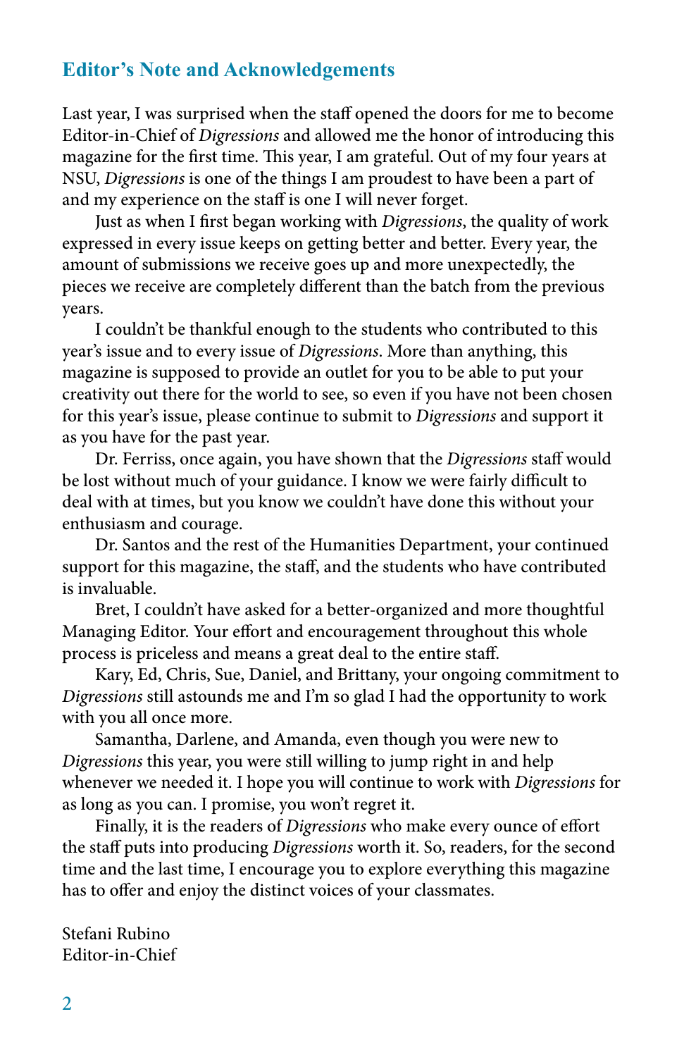## Editor's Note and Acknowledgements

Last year, I was surprised when the staff opened the doors for me to become Editor-in-Chief of *Digressions* and allowed me the honor of introducing this magazine for the first time. This year, I am grateful. Out of my four years at NSU, *Digressions* is one of the things I am proudest to have been a part of and my experience on the staff is one I will never forget.

Just as when I first began working with *Digressions*, the quality of work expressed in every issue keeps on getting better and better. Every year, the amount of submissions we receive goes up and more unexpectedly, the pieces we receive are completely different than the batch from the previous years.

I couldn't be thankful enough to the students who contributed to this year's issue and to every issue of *Digressions*. More than anything, this magazine is supposed to provide an outlet for you to be able to put your creativity out there for the world to see, so even if you have not been chosen for this year's issue, please continue to submit to *Digressions* and support it as you have for the past year.

Dr. Ferriss, once again, you have shown that the *Digressions* staff would be lost without much of your guidance. I know we were fairly difficult to deal with at times, but you know we couldn't have done this without your enthusiasm and courage.

Dr. Santos and the rest of the Humanities Department, your continued support for this magazine, the staff, and the students who have contributed is invaluable.

Bret, I couldn't have asked for a better-organized and more thoughtful Managing Editor. Your effort and encouragement throughout this whole process is priceless and means a great deal to the entire staff.

Kary, Ed, Chris, Sue, Daniel, and Brittany, your ongoing commitment to *Digressions* still astounds me and I'm so glad I had the opportunity to work with you all once more.

Samantha, Darlene, and Amanda, even though you were new to *Digressions* this year, you were still willing to jump right in and help whenever we needed it. I hope you will continue to work with *Digressions* for as long as you can. I promise, you won't regret it.

Finally, it is the readers of *Digressions* who make every ounce of effort the staff puts into producing *Digressions* worth it. So, readers, for the second time and the last time, I encourage you to explore everything this magazine has to offer and enjoy the distinct voices of your classmates.

Stefani Rubino
Editor-in-Chief